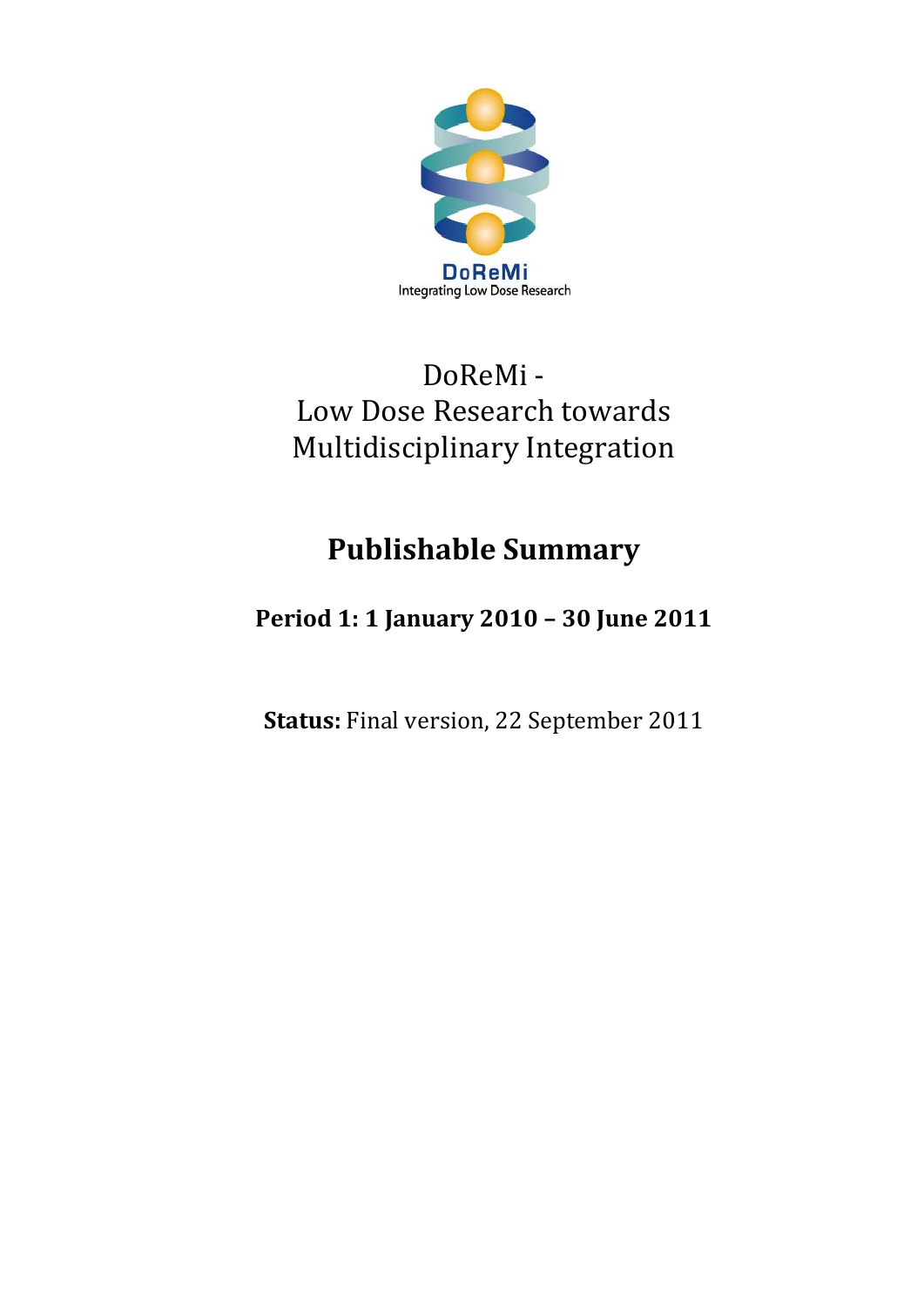DoReMi

Integrating Low Dose Research

# DoReMi - Low Dose Research towards Multidisciplinary Integration

## Publishable Summary

**Period 1: 1 January 2010 – 30 June 2011**

**Status:** Final version, 22 September 2011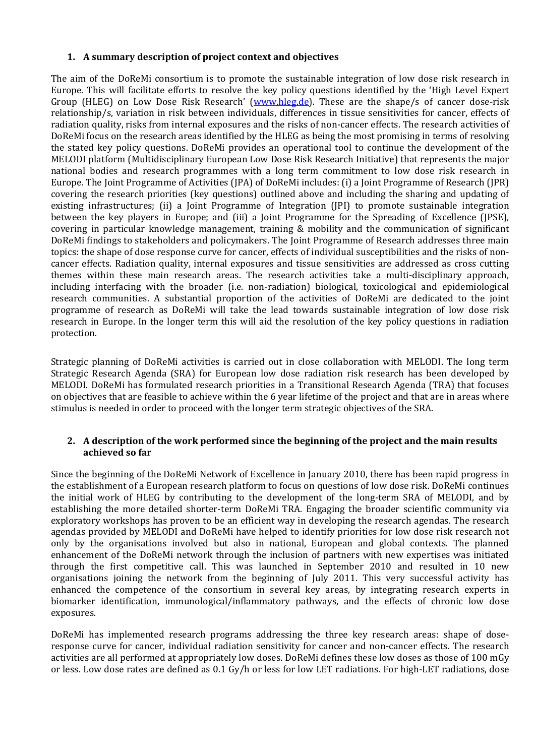## 1. A summary description of project context and objectives

The aim of the DoReMi consortium is to promote the sustainable integration of low dose risk research in Europe. This will facilitate efforts to resolve the key policy questions identified by the 'High Level Expert Group (HLEG) on Low Dose Risk Research' (www.hleg.de). These are the shape/s of cancer dose-risk relationship/s, variation in risk between individuals, differences in tissue sensitivities for cancer, effects of radiation quality, risks from internal exposures and the risks of non-cancer effects. The research activities of DoReMi focus on the research areas identified by the HLEG as being the most promising in terms of resolving the stated key policy questions. DoReMi provides an operational tool to continue the development of the MELODI platform (Multidisciplinary European Low Dose Risk Research Initiative) that represents the major national bodies and research programmes with a long term commitment to low dose risk research in Europe. The Joint Programme of Activities (JPA) of DoReMi includes: (i) a Joint Programme of Research (JPR) covering the research priorities (key questions) outlined above and including the sharing and updating of existing infrastructures; (ii) a Joint Programme of Integration (JPI) to promote sustainable integration between the key players in Europe; and (iii) a Joint Programme for the Spreading of Excellence (JPSE), covering in particular knowledge management, training & mobility and the communication of significant DoReMi findings to stakeholders and policymakers. The Joint Programme of Research addresses three main topics: the shape of dose response curve for cancer, effects of individual susceptibilities and the risks of non-cancer effects. Radiation quality, internal exposures and tissue sensitivities are addressed as cross cutting themes within these main research areas. The research activities take a multi-disciplinary approach, including interfacing with the broader (i.e. non-radiation) biological, toxicological and epidemiological research communities. A substantial proportion of the activities of DoReMi are dedicated to the joint programme of research as DoReMi will take the lead towards sustainable integration of low dose risk research in Europe. In the longer term this will aid the resolution of the key policy questions in radiation protection.

Strategic planning of DoReMi activities is carried out in close collaboration with MELODI. The long term Strategic Research Agenda (SRA) for European low dose radiation risk research has been developed by MELODI. DoReMi has formulated research priorities in a Transitional Research Agenda (TRA) that focuses on objectives that are feasible to achieve within the 6 year lifetime of the project and that are in areas where stimulus is needed in order to proceed with the longer term strategic objectives of the SRA.

## 2. A description of the work performed since the beginning of the project and the main results achieved so far

Since the beginning of the DoReMi Network of Excellence in January 2010, there has been rapid progress in the establishment of a European research platform to focus on questions of low dose risk. DoReMi continues the initial work of HLEG by contributing to the development of the long-term SRA of MELODI, and by establishing the more detailed shorter-term DoReMi TRA. Engaging the broader scientific community via exploratory workshops has proven to be an efficient way in developing the research agendas. The research agendas provided by MELODI and DoReMi have helped to identify priorities for low dose risk research not only by the organisations involved but also in national, European and global contexts. The planned enhancement of the DoReMi network through the inclusion of partners with new expertises was initiated through the first competitive call. This was launched in September 2010 and resulted in 10 new organisations joining the network from the beginning of July 2011. This very successful activity has enhanced the competence of the consortium in several key areas, by integrating research experts in biomarker identification, immunological/inflammatory pathways, and the effects of chronic low dose exposures.

DoReMi has implemented research programs addressing the three key research areas: shape of dose-response curve for cancer, individual radiation sensitivity for cancer and non-cancer effects. The research activities are all performed at appropriately low doses. DoReMi defines these low doses as those of 100 mGy or less. Low dose rates are defined as 0.1 Gy/h or less for low LET radiations. For high-LET radiations, dose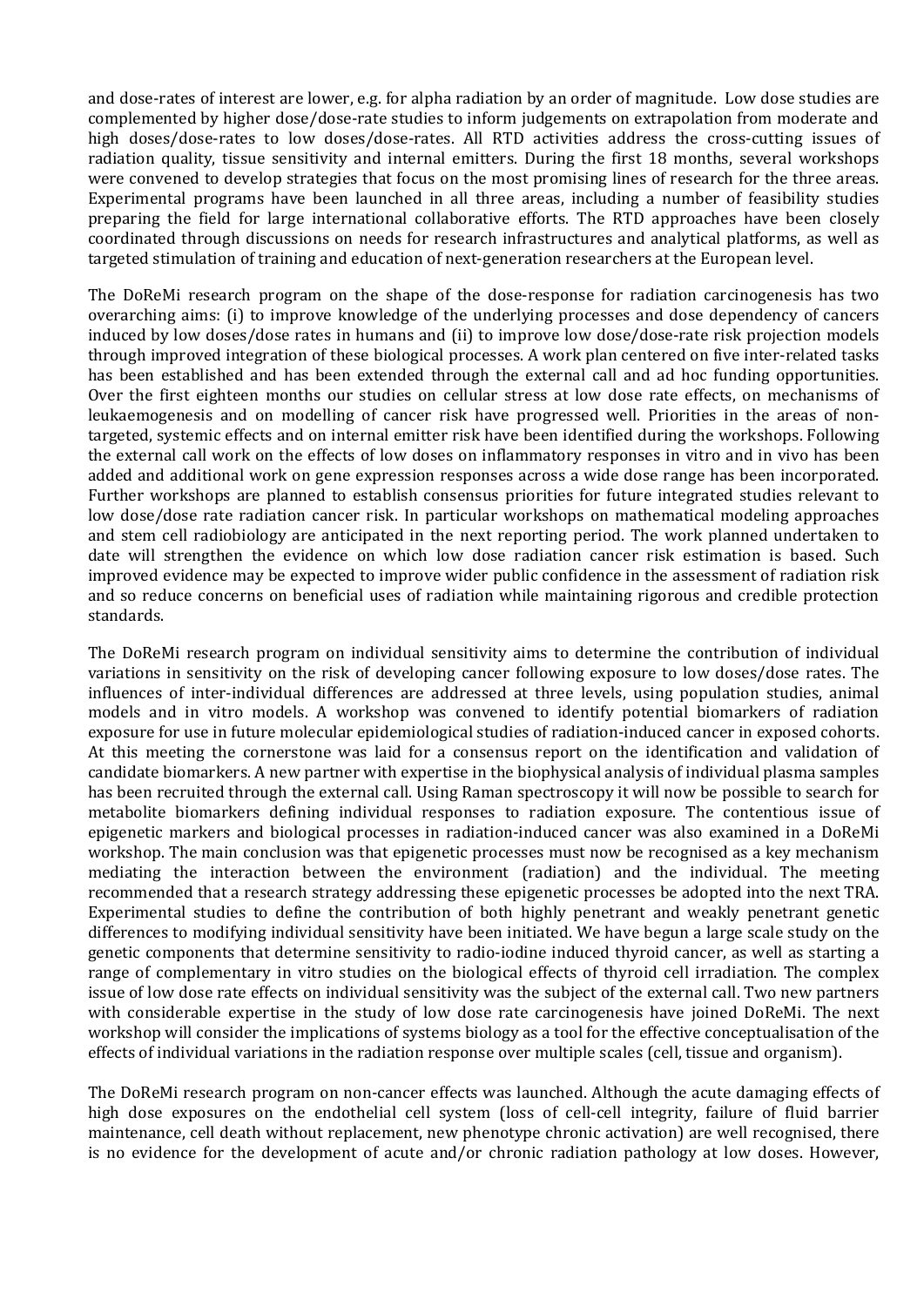and dose-rates of interest are lower, e.g. for alpha radiation by an order of magnitude. Low dose studies are complemented by higher dose/dose-rate studies to inform judgements on extrapolation from moderate and high doses/dose-rates to low doses/dose-rates. All RTD activities address the cross-cutting issues of radiation quality, tissue sensitivity and internal emitters. During the first 18 months, several workshops were convened to develop strategies that focus on the most promising lines of research for the three areas. Experimental programs have been launched in all three areas, including a number of feasibility studies preparing the field for large international collaborative efforts. The RTD approaches have been closely coordinated through discussions on needs for research infrastructures and analytical platforms, as well as targeted stimulation of training and education of next-generation researchers at the European level.

The DoReMi research program on the shape of the dose-response for radiation carcinogenesis has two overarching aims: (i) to improve knowledge of the underlying processes and dose dependency of cancers induced by low doses/dose rates in humans and (ii) to improve low dose/dose-rate risk projection models through improved integration of these biological processes. A work plan centered on five inter-related tasks has been established and has been extended through the external call and ad hoc funding opportunities. Over the first eighteen months our studies on cellular stress at low dose rate effects, on mechanisms of leukaemogenesis and on modelling of cancer risk have progressed well. Priorities in the areas of non-targeted, systemic effects and on internal emitter risk have been identified during the workshops. Following the external call work on the effects of low doses on inflammatory responses in vitro and in vivo has been added and additional work on gene expression responses across a wide dose range has been incorporated. Further workshops are planned to establish consensus priorities for future integrated studies relevant to low dose/dose rate radiation cancer risk. In particular workshops on mathematical modeling approaches and stem cell radiobiology are anticipated in the next reporting period. The work planned undertaken to date will strengthen the evidence on which low dose radiation cancer risk estimation is based. Such improved evidence may be expected to improve wider public confidence in the assessment of radiation risk and so reduce concerns on beneficial uses of radiation while maintaining rigorous and credible protection standards.

The DoReMi research program on individual sensitivity aims to determine the contribution of individual variations in sensitivity on the risk of developing cancer following exposure to low doses/dose rates. The influences of inter-individual differences are addressed at three levels, using population studies, animal models and in vitro models. A workshop was convened to identify potential biomarkers of radiation exposure for use in future molecular epidemiological studies of radiation-induced cancer in exposed cohorts. At this meeting the cornerstone was laid for a consensus report on the identification and validation of candidate biomarkers. A new partner with expertise in the biophysical analysis of individual plasma samples has been recruited through the external call. Using Raman spectroscopy it will now be possible to search for metabolite biomarkers defining individual responses to radiation exposure. The contentious issue of epigenetic markers and biological processes in radiation-induced cancer was also examined in a DoReMi workshop. The main conclusion was that epigenetic processes must now be recognised as a key mechanism mediating the interaction between the environment (radiation) and the individual. The meeting recommended that a research strategy addressing these epigenetic processes be adopted into the next TRA. Experimental studies to define the contribution of both highly penetrant and weakly penetrant genetic differences to modifying individual sensitivity have been initiated. We have begun a large scale study on the genetic components that determine sensitivity to radio-iodine induced thyroid cancer, as well as starting a range of complementary in vitro studies on the biological effects of thyroid cell irradiation. The complex issue of low dose rate effects on individual sensitivity was the subject of the external call. Two new partners with considerable expertise in the study of low dose rate carcinogenesis have joined DoReMi. The next workshop will consider the implications of systems biology as a tool for the effective conceptualisation of the effects of individual variations in the radiation response over multiple scales (cell, tissue and organism).

The DoReMi research program on non-cancer effects was launched. Although the acute damaging effects of high dose exposures on the endothelial cell system (loss of cell-cell integrity, failure of fluid barrier maintenance, cell death without replacement, new phenotype chronic activation) are well recognised, there is no evidence for the development of acute and/or chronic radiation pathology at low doses. However,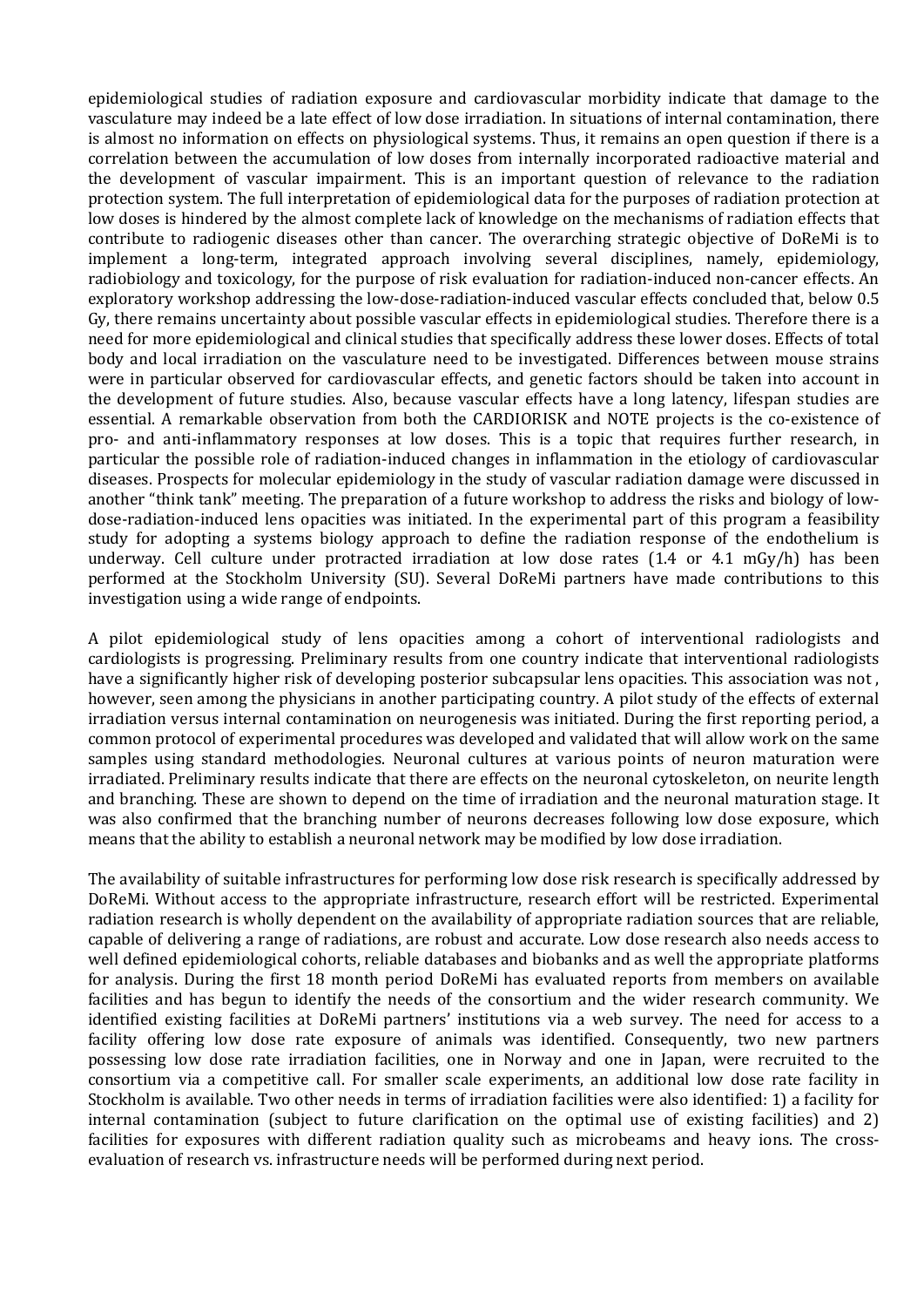epidemiological studies of radiation exposure and cardiovascular morbidity indicate that damage to the vasculature may indeed be a late effect of low dose irradiation. In situations of internal contamination, there is almost no information on effects on physiological systems. Thus, it remains an open question if there is a correlation between the accumulation of low doses from internally incorporated radioactive material and the development of vascular impairment. This is an important question of relevance to the radiation protection system. The full interpretation of epidemiological data for the purposes of radiation protection at low doses is hindered by the almost complete lack of knowledge on the mechanisms of radiation effects that contribute to radiogenic diseases other than cancer. The overarching strategic objective of DoReMi is to implement a long-term, integrated approach involving several disciplines, namely, epidemiology, radiobiology and toxicology, for the purpose of risk evaluation for radiation-induced non-cancer effects. An exploratory workshop addressing the low-dose-radiation-induced vascular effects concluded that, below 0.5 Gy, there remains uncertainty about possible vascular effects in epidemiological studies. Therefore there is a need for more epidemiological and clinical studies that specifically address these lower doses. Effects of total body and local irradiation on the vasculature need to be investigated. Differences between mouse strains were in particular observed for cardiovascular effects, and genetic factors should be taken into account in the development of future studies. Also, because vascular effects have a long latency, lifespan studies are essential. A remarkable observation from both the CARDIORISK and NOTE projects is the co-existence of pro- and anti-inflammatory responses at low doses. This is a topic that requires further research, in particular the possible role of radiation-induced changes in inflammation in the etiology of cardiovascular diseases. Prospects for molecular epidemiology in the study of vascular radiation damage were discussed in another "think tank" meeting. The preparation of a future workshop to address the risks and biology of low-dose-radiation-induced lens opacities was initiated. In the experimental part of this program a feasibility study for adopting a systems biology approach to define the radiation response of the endothelium is underway. Cell culture under protracted irradiation at low dose rates (1.4 or 4.1 mGy/h) has been performed at the Stockholm University (SU). Several DoReMi partners have made contributions to this investigation using a wide range of endpoints.

A pilot epidemiological study of lens opacities among a cohort of interventional radiologists and cardiologists is progressing. Preliminary results from one country indicate that interventional radiologists have a significantly higher risk of developing posterior subcapsular lens opacities. This association was not , however, seen among the physicians in another participating country. A pilot study of the effects of external irradiation versus internal contamination on neurogenesis was initiated. During the first reporting period, a common protocol of experimental procedures was developed and validated that will allow work on the same samples using standard methodologies. Neuronal cultures at various points of neuron maturation were irradiated. Preliminary results indicate that there are effects on the neuronal cytoskeleton, on neurite length and branching. These are shown to depend on the time of irradiation and the neuronal maturation stage. It was also confirmed that the branching number of neurons decreases following low dose exposure, which means that the ability to establish a neuronal network may be modified by low dose irradiation.

The availability of suitable infrastructures for performing low dose risk research is specifically addressed by DoReMi. Without access to the appropriate infrastructure, research effort will be restricted. Experimental radiation research is wholly dependent on the availability of appropriate radiation sources that are reliable, capable of delivering a range of radiations, are robust and accurate. Low dose research also needs access to well defined epidemiological cohorts, reliable databases and biobanks and as well the appropriate platforms for analysis. During the first 18 month period DoReMi has evaluated reports from members on available facilities and has begun to identify the needs of the consortium and the wider research community. We identified existing facilities at DoReMi partners' institutions via a web survey. The need for access to a facility offering low dose rate exposure of animals was identified. Consequently, two new partners possessing low dose rate irradiation facilities, one in Norway and one in Japan, were recruited to the consortium via a competitive call. For smaller scale experiments, an additional low dose rate facility in Stockholm is available. Two other needs in terms of irradiation facilities were also identified: 1) a facility for internal contamination (subject to future clarification on the optimal use of existing facilities) and 2) facilities for exposures with different radiation quality such as microbeams and heavy ions. The cross-evaluation of research vs. infrastructure needs will be performed during next period.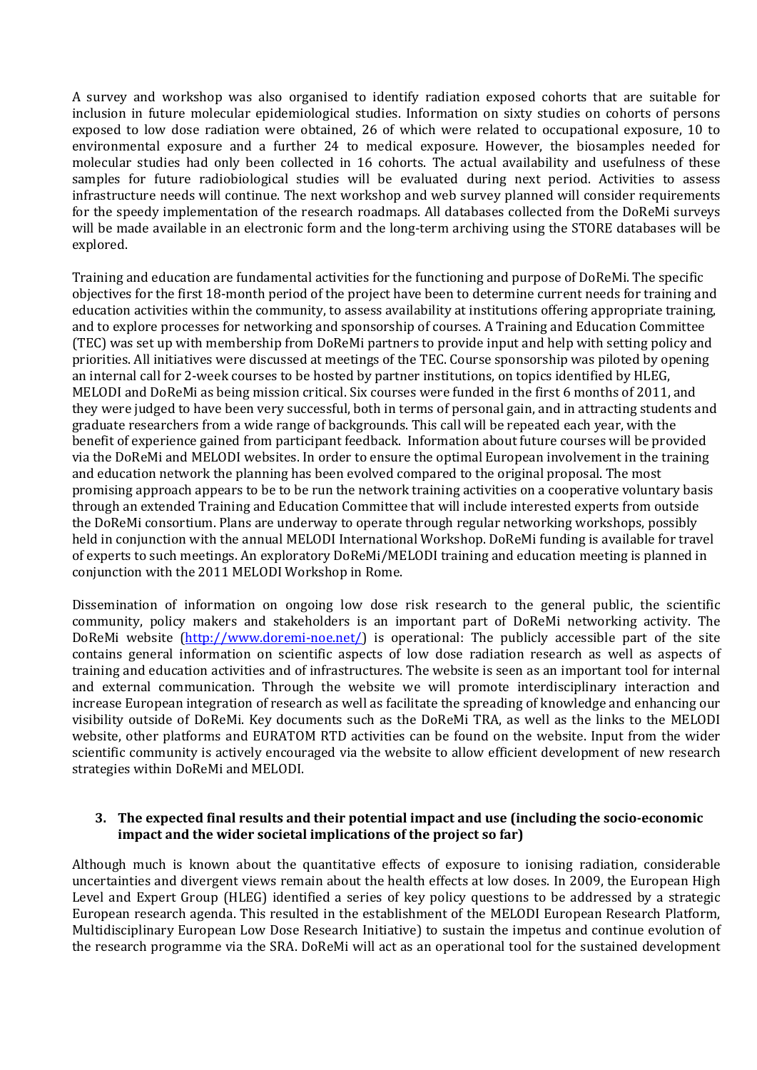A survey and workshop was also organised to identify radiation exposed cohorts that are suitable for inclusion in future molecular epidemiological studies. Information on sixty studies on cohorts of persons exposed to low dose radiation were obtained, 26 of which were related to occupational exposure, 10 to environmental exposure and a further 24 to medical exposure. However, the biosamples needed for molecular studies had only been collected in 16 cohorts. The actual availability and usefulness of these samples for future radiobiological studies will be evaluated during next period. Activities to assess infrastructure needs will continue. The next workshop and web survey planned will consider requirements for the speedy implementation of the research roadmaps. All databases collected from the DoReMi surveys will be made available in an electronic form and the long-term archiving using the STORE databases will be explored.

Training and education are fundamental activities for the functioning and purpose of DoReMi. The specific objectives for the first 18-month period of the project have been to determine current needs for training and education activities within the community, to assess availability at institutions offering appropriate training, and to explore processes for networking and sponsorship of courses. A Training and Education Committee (TEC) was set up with membership from DoReMi partners to provide input and help with setting policy and priorities. All initiatives were discussed at meetings of the TEC. Course sponsorship was piloted by opening an internal call for 2-week courses to be hosted by partner institutions, on topics identified by HLEG, MELODI and DoReMi as being mission critical. Six courses were funded in the first 6 months of 2011, and they were judged to have been very successful, both in terms of personal gain, and in attracting students and graduate researchers from a wide range of backgrounds. This call will be repeated each year, with the benefit of experience gained from participant feedback. Information about future courses will be provided via the DoReMi and MELODI websites. In order to ensure the optimal European involvement in the training and education network the planning has been evolved compared to the original proposal. The most promising approach appears to be to be run the network training activities on a cooperative voluntary basis through an extended Training and Education Committee that will include interested experts from outside the DoReMi consortium. Plans are underway to operate through regular networking workshops, possibly held in conjunction with the annual MELODI International Workshop. DoReMi funding is available for travel of experts to such meetings. An exploratory DoReMi/MELODI training and education meeting is planned in conjunction with the 2011 MELODI Workshop in Rome.

Dissemination of information on ongoing low dose risk research to the general public, the scientific community, policy makers and stakeholders is an important part of DoReMi networking activity. The DoReMi website (http://www.doremi-noe.net/) is operational: The publicly accessible part of the site contains general information on scientific aspects of low dose radiation research as well as aspects of training and education activities and of infrastructures. The website is seen as an important tool for internal and external communication. Through the website we will promote interdisciplinary interaction and increase European integration of research as well as facilitate the spreading of knowledge and enhancing our visibility outside of DoReMi. Key documents such as the DoReMi TRA, as well as the links to the MELODI website, other platforms and EURATOM RTD activities can be found on the website. Input from the wider scientific community is actively encouraged via the website to allow efficient development of new research strategies within DoReMi and MELODI.

## 3. The expected final results and their potential impact and use (including the socio-economic impact and the wider societal implications of the project so far)

Although much is known about the quantitative effects of exposure to ionising radiation, considerable uncertainties and divergent views remain about the health effects at low doses. In 2009, the European High Level and Expert Group (HLEG) identified a series of key policy questions to be addressed by a strategic European research agenda. This resulted in the establishment of the MELODI European Research Platform, Multidisciplinary European Low Dose Research Initiative) to sustain the impetus and continue evolution of the research programme via the SRA. DoReMi will act as an operational tool for the sustained development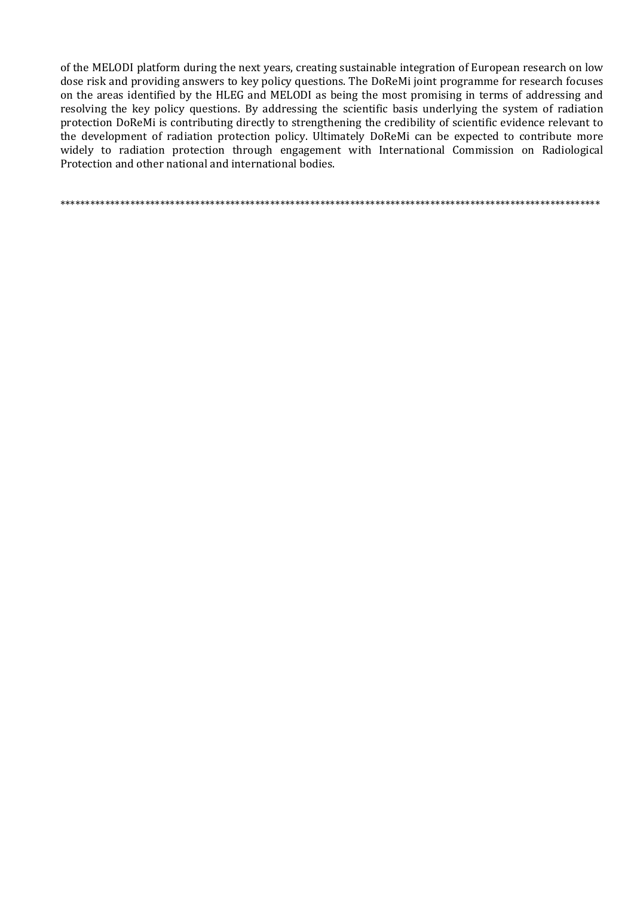of the MELODI platform during the next years, creating sustainable integration of European research on low dose risk and providing answers to key policy questions. The DoReMi joint programme for research focuses on the areas identified by the HLEG and MELODI as being the most promising in terms of addressing and resolving the key policy questions. By addressing the scientific basis underlying the system of radiation protection DoReMi is contributing directly to strengthening the credibility of scientific evidence relevant to the development of radiation protection policy. Ultimately DoReMi can be expected to contribute more widely to radiation protection through engagement with International Commission on Radiological Protection and other national and international bodies.

************************************************************************************************************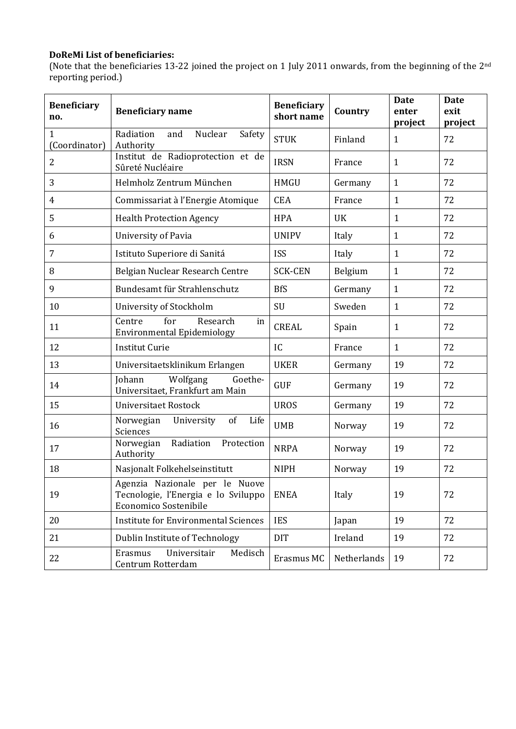**DoReMi List of beneficiaries:**

(Note that the beneficiaries 13-22 joined the project on 1 July 2011 onwards, from the beginning of the 2nd reporting period.)

| Beneficiary no. | Beneficiary name | Beneficiary short name | Country | Date enter project | Date exit project |
|---|---|---|---|---|---|
| 1 (Coordinator) | Radiation and Nuclear Safety Authority | STUK | Finland | 1 | 72 |
| 2 | Institut de Radioprotection et de Sûreté Nucléaire | IRSN | France | 1 | 72 |
| 3 | Helmholz Zentrum München | HMGU | Germany | 1 | 72 |
| 4 | Commissariat à l'Energie Atomique | CEA | France | 1 | 72 |
| 5 | Health Protection Agency | HPA | UK | 1 | 72 |
| 6 | University of Pavia | UNIPV | Italy | 1 | 72 |
| 7 | Istituto Superiore di Sanitá | ISS | Italy | 1 | 72 |
| 8 | Belgian Nuclear Research Centre | SCK-CEN | Belgium | 1 | 72 |
| 9 | Bundesamt für Strahlenschutz | BfS | Germany | 1 | 72 |
| 10 | University of Stockholm | SU | Sweden | 1 | 72 |
| 11 | Centre for Research in Environmental Epidemiology | CREAL | Spain | 1 | 72 |
| 12 | Institut Curie | IC | France | 1 | 72 |
| 13 | Universitaetsklinikum Erlangen | UKER | Germany | 19 | 72 |
| 14 | Johann Wolfgang Goethe-Universitaet, Frankfurt am Main | GUF | Germany | 19 | 72 |
| 15 | Universitaet Rostock | UROS | Germany | 19 | 72 |
| 16 | Norwegian University of Life Sciences | UMB | Norway | 19 | 72 |
| 17 | Norwegian Radiation Protection Authority | NRPA | Norway | 19 | 72 |
| 18 | Nasjonalt Folkehelseinstitutt | NIPH | Norway | 19 | 72 |
| 19 | Agenzia Nazionale per le Nuove Tecnologie, l'Energia e lo Sviluppo Economico Sostenibile | ENEA | Italy | 19 | 72 |
| 20 | Institute for Environmental Sciences | IES | Japan | 19 | 72 |
| 21 | Dublin Institute of Technology | DIT | Ireland | 19 | 72 |
| 22 | Erasmus Universitair Medisch Centrum Rotterdam | Erasmus MC | Netherlands | 19 | 72 |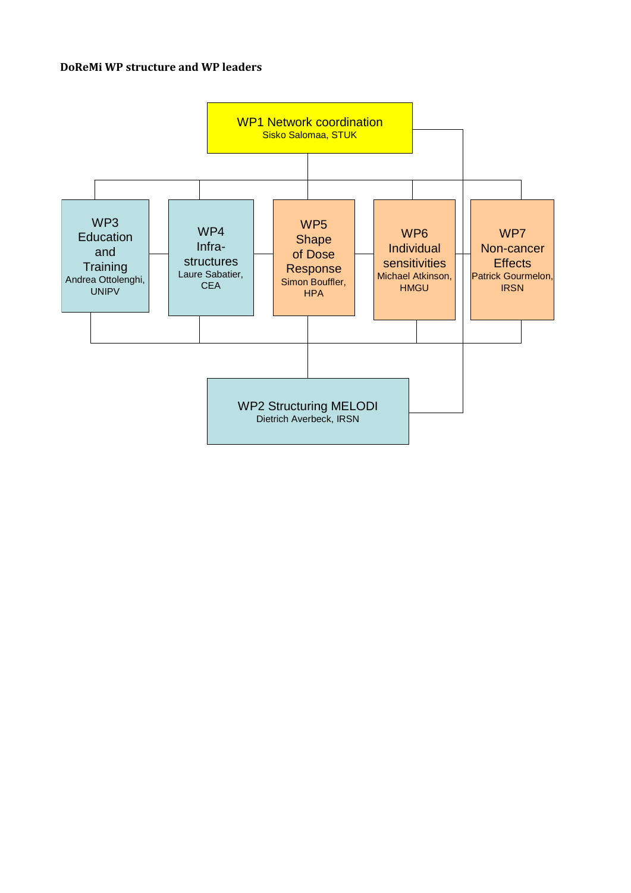**DoReMi WP structure and WP leaders**

WP1 Network coordination
Sisko Salomaa, STUK

WP3
Education
and
Training
Andrea Ottolenghi,
UNIPV

WP4
Infra-
structures
Laure Sabatier,
CEA

WP5
Shape
of Dose
Response
Simon Bouffler,
HPA

WP6
Individual
sensitivities
Michael Atkinson,
HMGU

WP7
Non-cancer
Effects
Patrick Gourmelon,
IRSN

WP2 Structuring MELODI
Dietrich Averbeck, IRSN